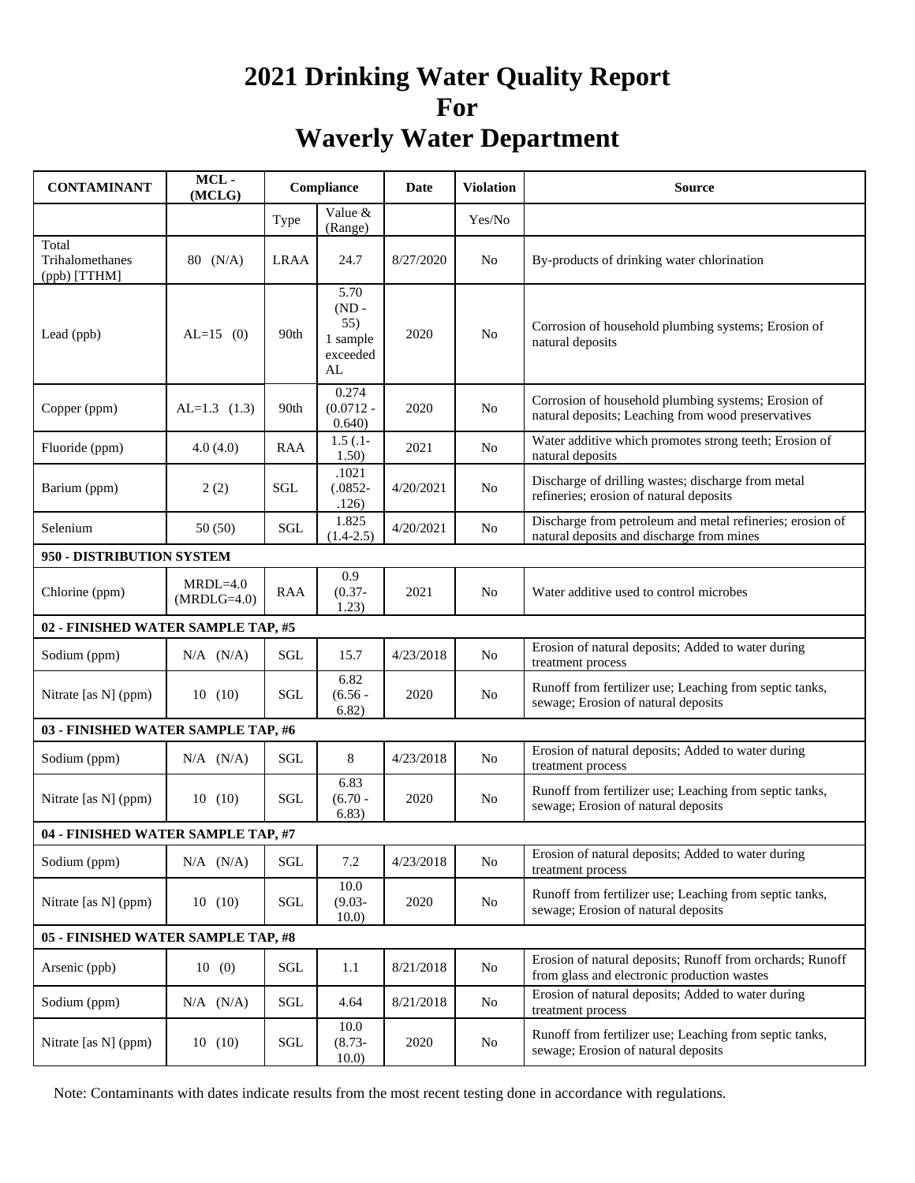# 2021 Drinking Water Quality Report
# For
# Waverly Water Department

| CONTAMINANT | MCL - (MCLG) | Compliance | | Date | Violation | Source |
|---|---|---|---|---|---|---|
| | | Type | Value & (Range) | | Yes/No | |
| Total Trihalomethanes (ppb) [TTHM] | 80 (N/A) | LRAA | 24.7 | 8/27/2020 | No | By-products of drinking water chlorination |
| Lead (ppb) | AL=15 (0) | 90th | 5.70 (ND - 55) 1 sample exceeded AL | 2020 | No | Corrosion of household plumbing systems; Erosion of natural deposits |
| Copper (ppm) | AL=1.3 (1.3) | 90th | 0.274 (0.0712 - 0.640) | 2020 | No | Corrosion of household plumbing systems; Erosion of natural deposits; Leaching from wood preservatives |
| Fluoride (ppm) | 4.0 (4.0) | RAA | 1.5 (.1- 1.50) | 2021 | No | Water additive which promotes strong teeth; Erosion of natural deposits |
| Barium (ppm) | 2 (2) | SGL | .1021 (.0852- .126) | 4/20/2021 | No | Discharge of drilling wastes; discharge from metal refineries; erosion of natural deposits |
| Selenium | 50 (50) | SGL | 1.825 (1.4-2.5) | 4/20/2021 | No | Discharge from petroleum and metal refineries; erosion of natural deposits and discharge from mines |
| **950 - DISTRIBUTION SYSTEM** | | | | | | |
| Chlorine (ppm) | MRDL=4.0 (MRDLG=4.0) | RAA | 0.9 (0.37- 1.23) | 2021 | No | Water additive used to control microbes |
| **02 - FINISHED WATER SAMPLE TAP, #5** | | | | | | |
| Sodium (ppm) | N/A (N/A) | SGL | 15.7 | 4/23/2018 | No | Erosion of natural deposits; Added to water during treatment process |
| Nitrate [as N] (ppm) | 10 (10) | SGL | 6.82 (6.56 - 6.82) | 2020 | No | Runoff from fertilizer use; Leaching from septic tanks, sewage; Erosion of natural deposits |
| **03 - FINISHED WATER SAMPLE TAP, #6** | | | | | | |
| Sodium (ppm) | N/A (N/A) | SGL | 8 | 4/23/2018 | No | Erosion of natural deposits; Added to water during treatment process |
| Nitrate [as N] (ppm) | 10 (10) | SGL | 6.83 (6.70 - 6.83) | 2020 | No | Runoff from fertilizer use; Leaching from septic tanks, sewage; Erosion of natural deposits |
| **04 - FINISHED WATER SAMPLE TAP, #7** | | | | | | |
| Sodium (ppm) | N/A (N/A) | SGL | 7.2 | 4/23/2018 | No | Erosion of natural deposits; Added to water during treatment process |
| Nitrate [as N] (ppm) | 10 (10) | SGL | 10.0 (9.03- 10.0) | 2020 | No | Runoff from fertilizer use; Leaching from septic tanks, sewage; Erosion of natural deposits |
| **05 - FINISHED WATER SAMPLE TAP, #8** | | | | | | |
| Arsenic (ppb) | 10 (0) | SGL | 1.1 | 8/21/2018 | No | Erosion of natural deposits; Runoff from orchards; Runoff from glass and electronic production wastes |
| Sodium (ppm) | N/A (N/A) | SGL | 4.64 | 8/21/2018 | No | Erosion of natural deposits; Added to water during treatment process |
| Nitrate [as N] (ppm) | 10 (10) | SGL | 10.0 (8.73- 10.0) | 2020 | No | Runoff from fertilizer use; Leaching from septic tanks, sewage; Erosion of natural deposits |

Note: Contaminants with dates indicate results from the most recent testing done in accordance with regulations.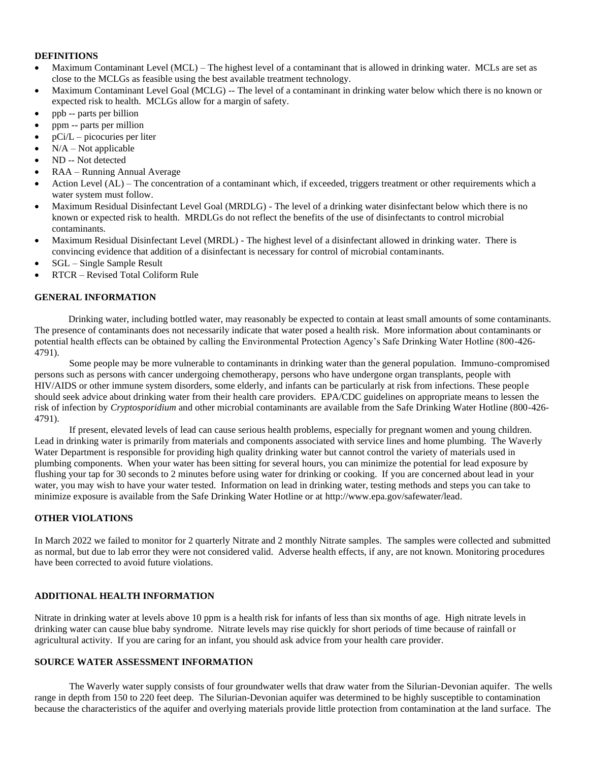**DEFINITIONS**

- Maximum Contaminant Level (MCL) – The highest level of a contaminant that is allowed in drinking water. MCLs are set as close to the MCLGs as feasible using the best available treatment technology.
- Maximum Contaminant Level Goal (MCLG) -- The level of a contaminant in drinking water below which there is no known or expected risk to health. MCLGs allow for a margin of safety.
- ppb -- parts per billion
- ppm -- parts per million
- pCi/L – picocuries per liter
- N/A – Not applicable
- ND -- Not detected
- RAA – Running Annual Average
- Action Level (AL) – The concentration of a contaminant which, if exceeded, triggers treatment or other requirements which a water system must follow.
- Maximum Residual Disinfectant Level Goal (MRDLG) - The level of a drinking water disinfectant below which there is no known or expected risk to health. MRDLGs do not reflect the benefits of the use of disinfectants to control microbial contaminants.
- Maximum Residual Disinfectant Level (MRDL) - The highest level of a disinfectant allowed in drinking water. There is convincing evidence that addition of a disinfectant is necessary for control of microbial contaminants.
- SGL – Single Sample Result
- RTCR – Revised Total Coliform Rule

**GENERAL INFORMATION**

Drinking water, including bottled water, may reasonably be expected to contain at least small amounts of some contaminants. The presence of contaminants does not necessarily indicate that water posed a health risk. More information about contaminants or potential health effects can be obtained by calling the Environmental Protection Agency's Safe Drinking Water Hotline (800-426-4791).

Some people may be more vulnerable to contaminants in drinking water than the general population. Immuno-compromised persons such as persons with cancer undergoing chemotherapy, persons who have undergone organ transplants, people with HIV/AIDS or other immune system disorders, some elderly, and infants can be particularly at risk from infections. These people should seek advice about drinking water from their health care providers. EPA/CDC guidelines on appropriate means to lessen the risk of infection by *Cryptosporidium* and other microbial contaminants are available from the Safe Drinking Water Hotline (800-426-4791).

If present, elevated levels of lead can cause serious health problems, especially for pregnant women and young children. Lead in drinking water is primarily from materials and components associated with service lines and home plumbing. The Waverly Water Department is responsible for providing high quality drinking water but cannot control the variety of materials used in plumbing components. When your water has been sitting for several hours, you can minimize the potential for lead exposure by flushing your tap for 30 seconds to 2 minutes before using water for drinking or cooking. If you are concerned about lead in your water, you may wish to have your water tested. Information on lead in drinking water, testing methods and steps you can take to minimize exposure is available from the Safe Drinking Water Hotline or at http://www.epa.gov/safewater/lead.

**OTHER VIOLATIONS**

In March 2022 we failed to monitor for 2 quarterly Nitrate and 2 monthly Nitrate samples. The samples were collected and submitted as normal, but due to lab error they were not considered valid. Adverse health effects, if any, are not known. Monitoring procedures have been corrected to avoid future violations.

**ADDITIONAL HEALTH INFORMATION**

Nitrate in drinking water at levels above 10 ppm is a health risk for infants of less than six months of age. High nitrate levels in drinking water can cause blue baby syndrome. Nitrate levels may rise quickly for short periods of time because of rainfall or agricultural activity. If you are caring for an infant, you should ask advice from your health care provider.

**SOURCE WATER ASSESSMENT INFORMATION**

The Waverly water supply consists of four groundwater wells that draw water from the Silurian-Devonian aquifer. The wells range in depth from 150 to 220 feet deep. The Silurian-Devonian aquifer was determined to be highly susceptible to contamination because the characteristics of the aquifer and overlying materials provide little protection from contamination at the land surface. The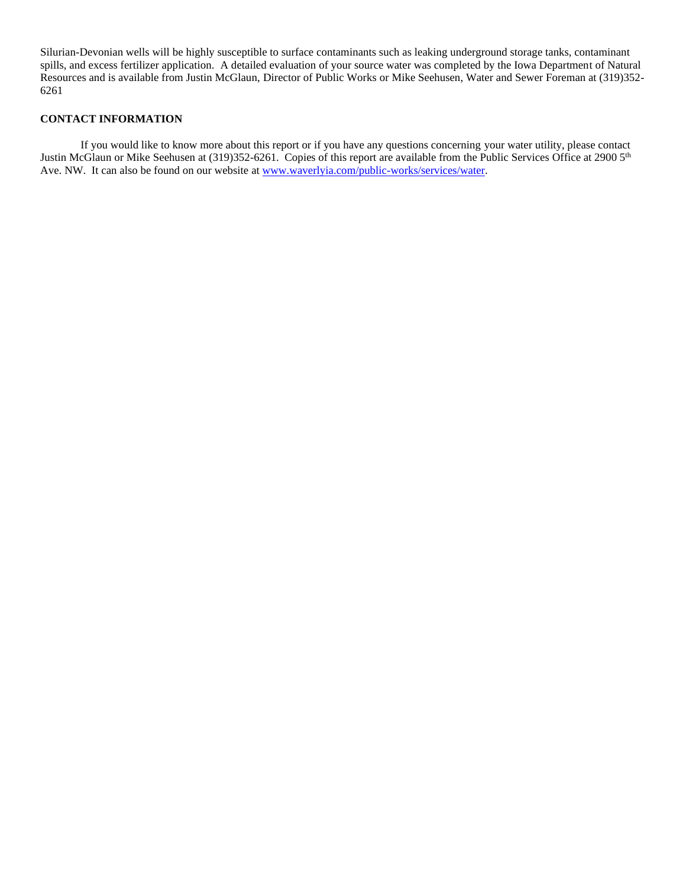Silurian-Devonian wells will be highly susceptible to surface contaminants such as leaking underground storage tanks, contaminant spills, and excess fertilizer application. A detailed evaluation of your source water was completed by the Iowa Department of Natural Resources and is available from Justin McGlaun, Director of Public Works or Mike Seehusen, Water and Sewer Foreman at (319)352-6261

## CONTACT INFORMATION

If you would like to know more about this report or if you have any questions concerning your water utility, please contact Justin McGlaun or Mike Seehusen at (319)352-6261. Copies of this report are available from the Public Services Office at 2900 5th Ave. NW. It can also be found on our website at [www.waverlyia.com/public-works/services/water](http://www.waverlyia.com/public-works/services/water).